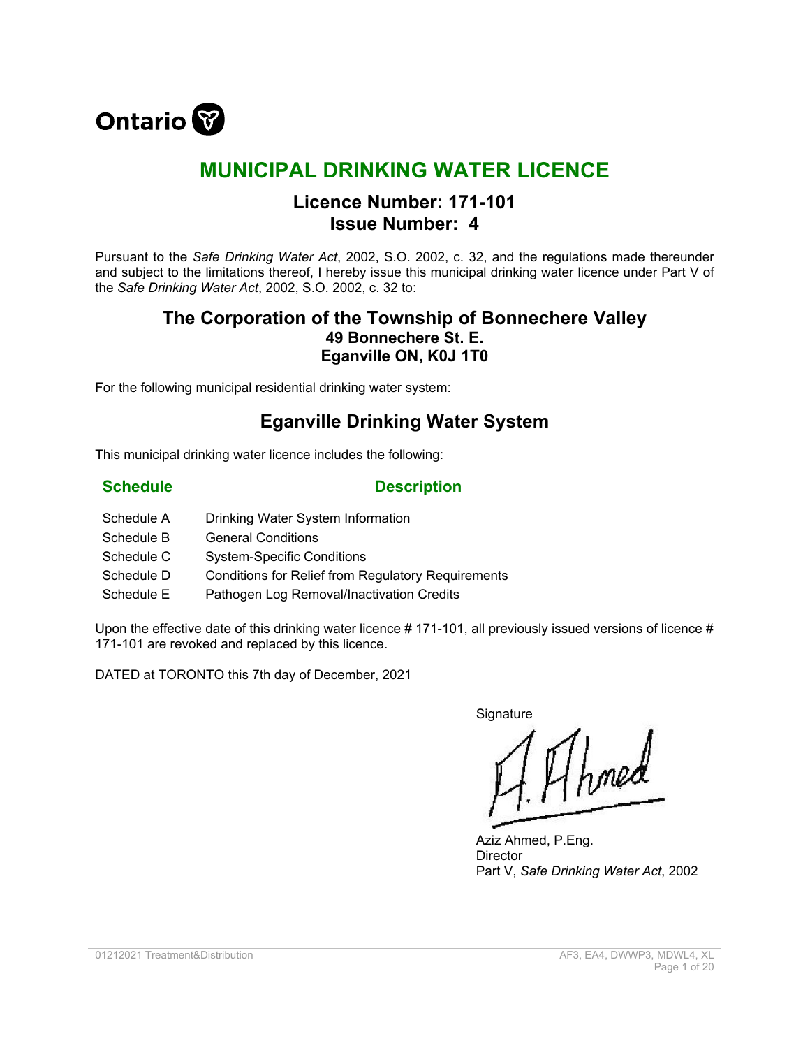Ontario

# MUNICIPAL DRINKING WATER LICENCE

## Licence Number: 171-101
## Issue Number: 4

Pursuant to the *Safe Drinking Water Act*, 2002, S.O. 2002, c. 32, and the regulations made thereunder and subject to the limitations thereof, I hereby issue this municipal drinking water licence under Part V of the *Safe Drinking Water Act*, 2002, S.O. 2002, c. 32 to:

## The Corporation of the Township of Bonnechere Valley

**49 Bonnechere St. E.**
**Eganville ON, K0J 1T0**

For the following municipal residential drinking water system:

## Eganville Drinking Water System

This municipal drinking water licence includes the following:

| Schedule | Description |
|---|---|
| Schedule A | Drinking Water System Information |
| Schedule B | General Conditions |
| Schedule C | System-Specific Conditions |
| Schedule D | Conditions for Relief from Regulatory Requirements |
| Schedule E | Pathogen Log Removal/Inactivation Credits |

Upon the effective date of this drinking water licence # 171-101, all previously issued versions of licence # 171-101 are revoked and replaced by this licence.

DATED at TORONTO this 7th day of December, 2021

Signature

Aziz Ahmed, P.Eng.
Director
Part V, *Safe Drinking Water Act*, 2002

01212021 Treatment&Distribution AF3, EA4, DWWP3, MDWL4, XL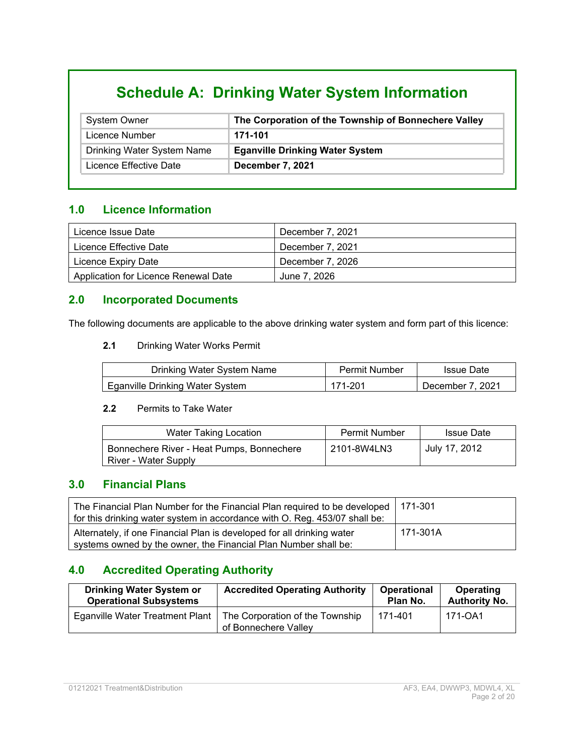# Schedule A: Drinking Water System Information

| System Owner | **The Corporation of the Township of Bonnechere Valley** |
|---|---|
| Licence Number | **171-101** |
| Drinking Water System Name | **Eganville Drinking Water System** |
| Licence Effective Date | **December 7, 2021** |

## 1.0 Licence Information

| Licence Issue Date | December 7, 2021 |
|---|---|
| Licence Effective Date | December 7, 2021 |
| Licence Expiry Date | December 7, 2026 |
| Application for Licence Renewal Date | June 7, 2026 |

## 2.0 Incorporated Documents

The following documents are applicable to the above drinking water system and form part of this licence:

**2.1** Drinking Water Works Permit

| Drinking Water System Name | Permit Number | Issue Date |
|---|---|---|
| Eganville Drinking Water System | 171-201 | December 7, 2021 |

**2.2** Permits to Take Water

| Water Taking Location | Permit Number | Issue Date |
|---|---|---|
| Bonnechere River - Heat Pumps, Bonnechere River - Water Supply | 2101-8W4LN3 | July 17, 2012 |

## 3.0 Financial Plans

| The Financial Plan Number for the Financial Plan required to be developed for this drinking water system in accordance with O. Reg. 453/07 shall be: | 171-301 |
|---|---|
| Alternately, if one Financial Plan is developed for all drinking water systems owned by the owner, the Financial Plan Number shall be: | 171-301A |

## 4.0 Accredited Operating Authority

| Drinking Water System or Operational Subsystems | Accredited Operating Authority | Operational Plan No. | Operating Authority No. |
|---|---|---|---|
| Eganville Water Treatment Plant | The Corporation of the Township of Bonnechere Valley | 171-401 | 171-OA1 |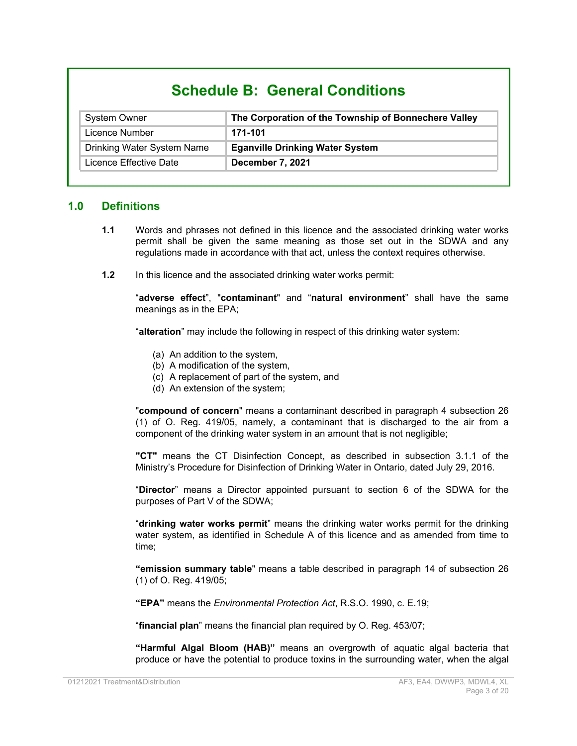# Schedule B: General Conditions

| System Owner | **The Corporation of the Township of Bonnechere Valley** |
|---|---|
| Licence Number | **171-101** |
| Drinking Water System Name | **Eganville Drinking Water System** |
| Licence Effective Date | **December 7, 2021** |

## 1.0 Definitions

**1.1** Words and phrases not defined in this licence and the associated drinking water works permit shall be given the same meaning as those set out in the SDWA and any regulations made in accordance with that act, unless the context requires otherwise.

**1.2** In this licence and the associated drinking water works permit:

"**adverse effect**", "**contaminant**" and "**natural environment**" shall have the same meanings as in the EPA;

"**alteration**" may include the following in respect of this drinking water system:

(a) An addition to the system,
(b) A modification of the system,
(c) A replacement of part of the system, and
(d) An extension of the system;

"**compound of concern**" means a contaminant described in paragraph 4 subsection 26 (1) of O. Reg. 419/05, namely, a contaminant that is discharged to the air from a component of the drinking water system in an amount that is not negligible;

**"CT"** means the CT Disinfection Concept, as described in subsection 3.1.1 of the Ministry's Procedure for Disinfection of Drinking Water in Ontario, dated July 29, 2016.

"**Director**" means a Director appointed pursuant to section 6 of the SDWA for the purposes of Part V of the SDWA;

"**drinking water works permit**" means the drinking water works permit for the drinking water system, as identified in Schedule A of this licence and as amended from time to time;

**"emission summary table"** means a table described in paragraph 14 of subsection 26 (1) of O. Reg. 419/05;

**"EPA"** means the *Environmental Protection Act*, R.S.O. 1990, c. E.19;

"**financial plan**" means the financial plan required by O. Reg. 453/07;

**"Harmful Algal Bloom (HAB)"** means an overgrowth of aquatic algal bacteria that produce or have the potential to produce toxins in the surrounding water, when the algal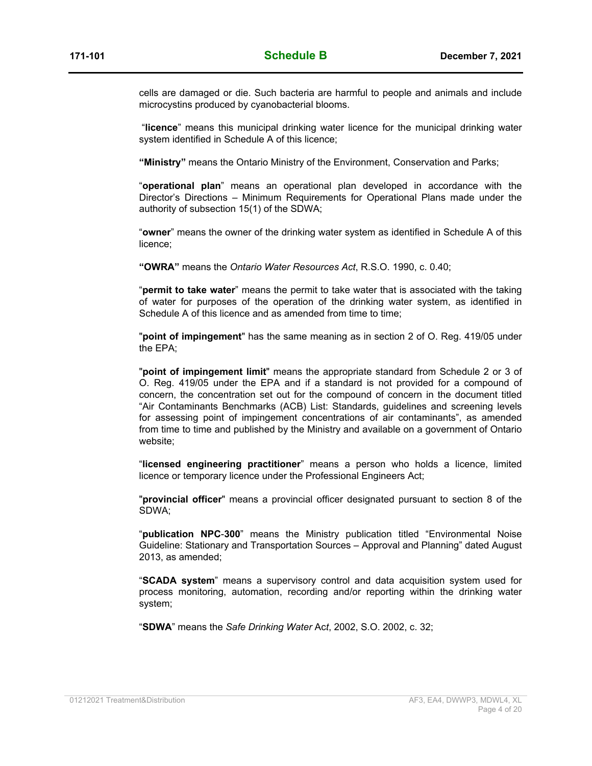cells are damaged or die. Such bacteria are harmful to people and animals and include microcystins produced by cyanobacterial blooms.

"**licence**" means this municipal drinking water licence for the municipal drinking water system identified in Schedule A of this licence;

**"Ministry"** means the Ontario Ministry of the Environment, Conservation and Parks;

"**operational plan**" means an operational plan developed in accordance with the Director's Directions – Minimum Requirements for Operational Plans made under the authority of subsection 15(1) of the SDWA;

"**owner**" means the owner of the drinking water system as identified in Schedule A of this licence;

**"OWRA"** means the *Ontario Water Resources Act*, R.S.O. 1990, c. 0.40;

"**permit to take water**" means the permit to take water that is associated with the taking of water for purposes of the operation of the drinking water system, as identified in Schedule A of this licence and as amended from time to time;

"**point of impingement**" has the same meaning as in section 2 of O. Reg. 419/05 under the EPA;

"**point of impingement limit**" means the appropriate standard from Schedule 2 or 3 of O. Reg. 419/05 under the EPA and if a standard is not provided for a compound of concern, the concentration set out for the compound of concern in the document titled "Air Contaminants Benchmarks (ACB) List: Standards, guidelines and screening levels for assessing point of impingement concentrations of air contaminants", as amended from time to time and published by the Ministry and available on a government of Ontario website;

"**licensed engineering practitioner**" means a person who holds a licence, limited licence or temporary licence under the Professional Engineers Act;

"**provincial officer**" means a provincial officer designated pursuant to section 8 of the SDWA;

"**publication NPC-300**" means the Ministry publication titled "Environmental Noise Guideline: Stationary and Transportation Sources – Approval and Planning" dated August 2013, as amended;

"**SCADA system**" means a supervisory control and data acquisition system used for process monitoring, automation, recording and/or reporting within the drinking water system;

"**SDWA**" means the *Safe Drinking Water* Act, 2002, S.O. 2002, c. 32;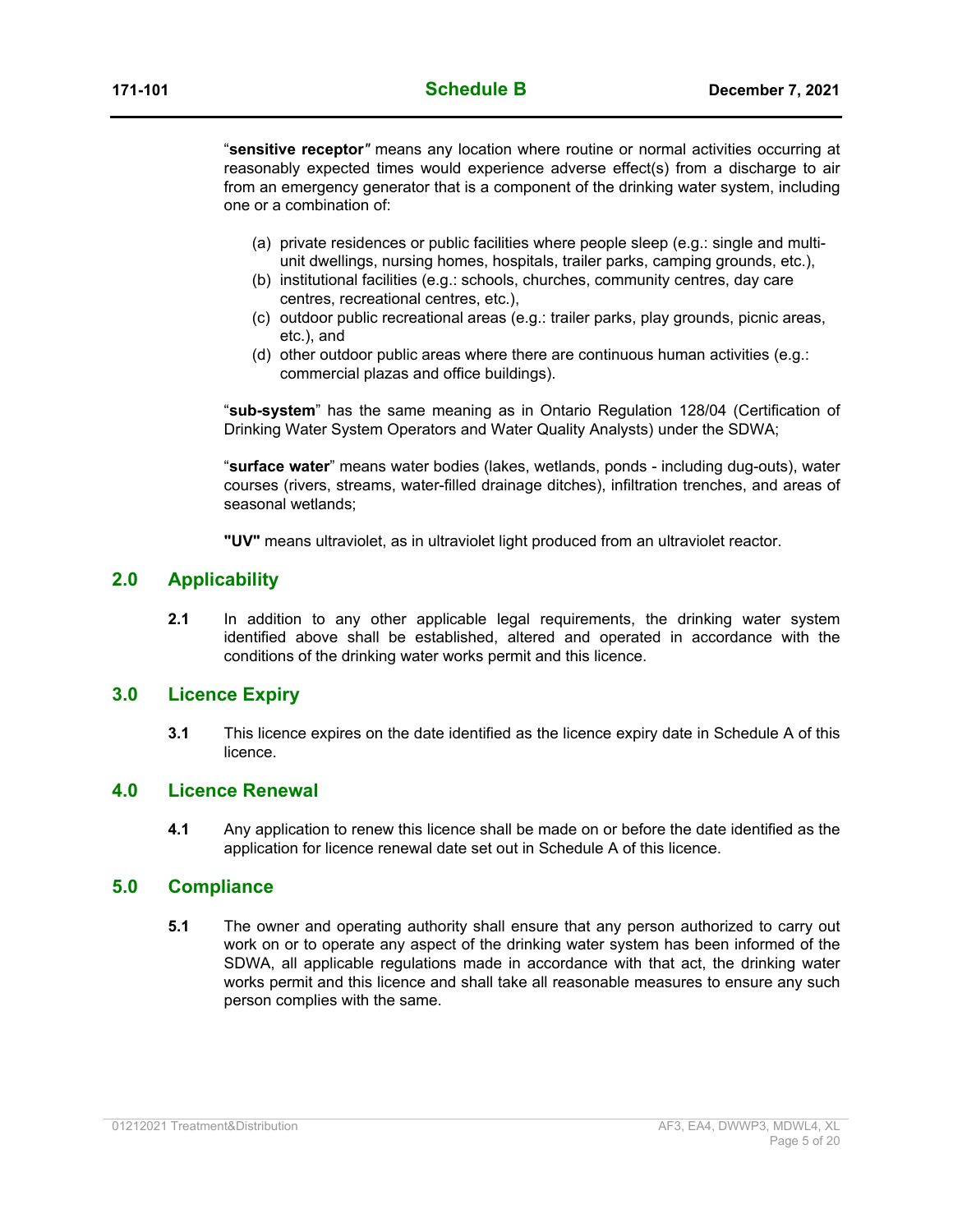"**sensitive receptor**" means any location where routine or normal activities occurring at reasonably expected times would experience adverse effect(s) from a discharge to air from an emergency generator that is a component of the drinking water system, including one or a combination of:

(a) private residences or public facilities where people sleep (e.g.: single and multi-unit dwellings, nursing homes, hospitals, trailer parks, camping grounds, etc.),
(b) institutional facilities (e.g.: schools, churches, community centres, day care centres, recreational centres, etc.),
(c) outdoor public recreational areas (e.g.: trailer parks, play grounds, picnic areas, etc.), and
(d) other outdoor public areas where there are continuous human activities (e.g.: commercial plazas and office buildings).

"**sub-system**" has the same meaning as in Ontario Regulation 128/04 (Certification of Drinking Water System Operators and Water Quality Analysts) under the SDWA;

"**surface water**" means water bodies (lakes, wetlands, ponds - including dug-outs), water courses (rivers, streams, water-filled drainage ditches), infiltration trenches, and areas of seasonal wetlands;

**"UV"** means ultraviolet, as in ultraviolet light produced from an ultraviolet reactor.

## 2.0 Applicability

**2.1** In addition to any other applicable legal requirements, the drinking water system identified above shall be established, altered and operated in accordance with the conditions of the drinking water works permit and this licence.

## 3.0 Licence Expiry

**3.1** This licence expires on the date identified as the licence expiry date in Schedule A of this licence.

## 4.0 Licence Renewal

**4.1** Any application to renew this licence shall be made on or before the date identified as the application for licence renewal date set out in Schedule A of this licence.

## 5.0 Compliance

**5.1** The owner and operating authority shall ensure that any person authorized to carry out work on or to operate any aspect of the drinking water system has been informed of the SDWA, all applicable regulations made in accordance with that act, the drinking water works permit and this licence and shall take all reasonable measures to ensure any such person complies with the same.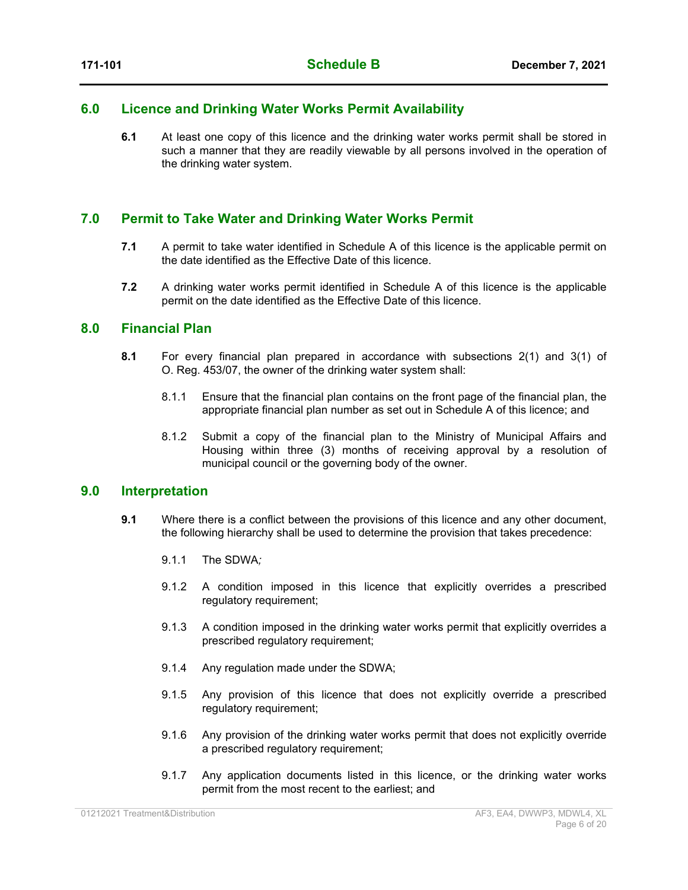## 6.0 Licence and Drinking Water Works Permit Availability

**6.1** At least one copy of this licence and the drinking water works permit shall be stored in such a manner that they are readily viewable by all persons involved in the operation of the drinking water system.

## 7.0 Permit to Take Water and Drinking Water Works Permit

**7.1** A permit to take water identified in Schedule A of this licence is the applicable permit on the date identified as the Effective Date of this licence.

**7.2** A drinking water works permit identified in Schedule A of this licence is the applicable permit on the date identified as the Effective Date of this licence.

## 8.0 Financial Plan

**8.1** For every financial plan prepared in accordance with subsections 2(1) and 3(1) of O. Reg. 453/07, the owner of the drinking water system shall:

8.1.1 Ensure that the financial plan contains on the front page of the financial plan, the appropriate financial plan number as set out in Schedule A of this licence; and

8.1.2 Submit a copy of the financial plan to the Ministry of Municipal Affairs and Housing within three (3) months of receiving approval by a resolution of municipal council or the governing body of the owner.

## 9.0 Interpretation

**9.1** Where there is a conflict between the provisions of this licence and any other document, the following hierarchy shall be used to determine the provision that takes precedence:

9.1.1 The SDWA*;*

9.1.2 A condition imposed in this licence that explicitly overrides a prescribed regulatory requirement;

9.1.3 A condition imposed in the drinking water works permit that explicitly overrides a prescribed regulatory requirement;

9.1.4 Any regulation made under the SDWA;

9.1.5 Any provision of this licence that does not explicitly override a prescribed regulatory requirement;

9.1.6 Any provision of the drinking water works permit that does not explicitly override a prescribed regulatory requirement;

9.1.7 Any application documents listed in this licence, or the drinking water works permit from the most recent to the earliest; and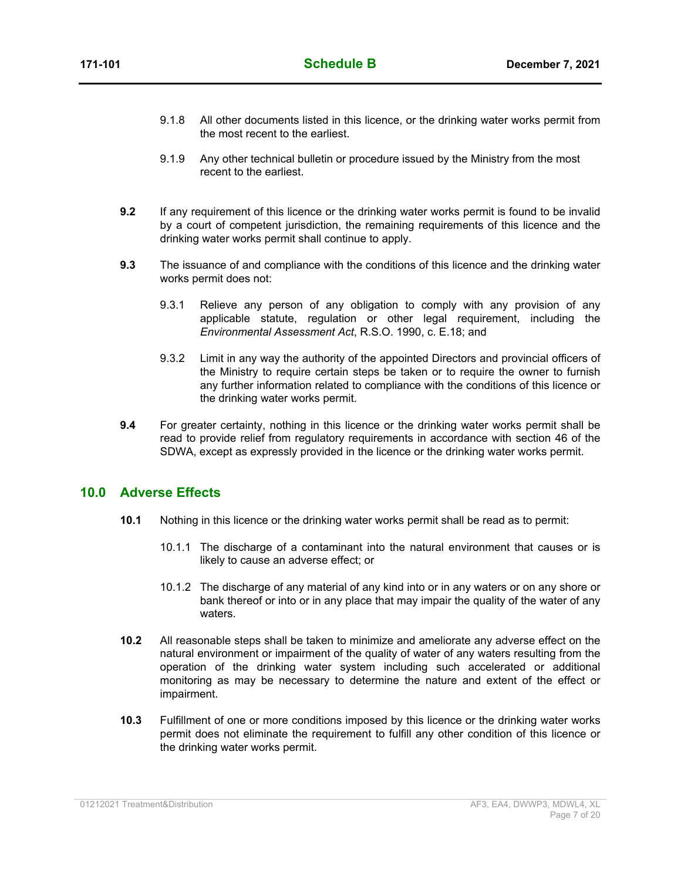9.1.8 All other documents listed in this licence, or the drinking water works permit from the most recent to the earliest.

9.1.9 Any other technical bulletin or procedure issued by the Ministry from the most recent to the earliest.

**9.2** If any requirement of this licence or the drinking water works permit is found to be invalid by a court of competent jurisdiction, the remaining requirements of this licence and the drinking water works permit shall continue to apply.

**9.3** The issuance of and compliance with the conditions of this licence and the drinking water works permit does not:

9.3.1 Relieve any person of any obligation to comply with any provision of any applicable statute, regulation or other legal requirement, including the *Environmental Assessment Act*, R.S.O. 1990, c. E.18; and

9.3.2 Limit in any way the authority of the appointed Directors and provincial officers of the Ministry to require certain steps be taken or to require the owner to furnish any further information related to compliance with the conditions of this licence or the drinking water works permit.

**9.4** For greater certainty, nothing in this licence or the drinking water works permit shall be read to provide relief from regulatory requirements in accordance with section 46 of the SDWA, except as expressly provided in the licence or the drinking water works permit.

## 10.0 Adverse Effects

**10.1** Nothing in this licence or the drinking water works permit shall be read as to permit:

10.1.1 The discharge of a contaminant into the natural environment that causes or is likely to cause an adverse effect; or

10.1.2 The discharge of any material of any kind into or in any waters or on any shore or bank thereof or into or in any place that may impair the quality of the water of any waters.

**10.2** All reasonable steps shall be taken to minimize and ameliorate any adverse effect on the natural environment or impairment of the quality of water of any waters resulting from the operation of the drinking water system including such accelerated or additional monitoring as may be necessary to determine the nature and extent of the effect or impairment.

**10.3** Fulfillment of one or more conditions imposed by this licence or the drinking water works permit does not eliminate the requirement to fulfill any other condition of this licence or the drinking water works permit.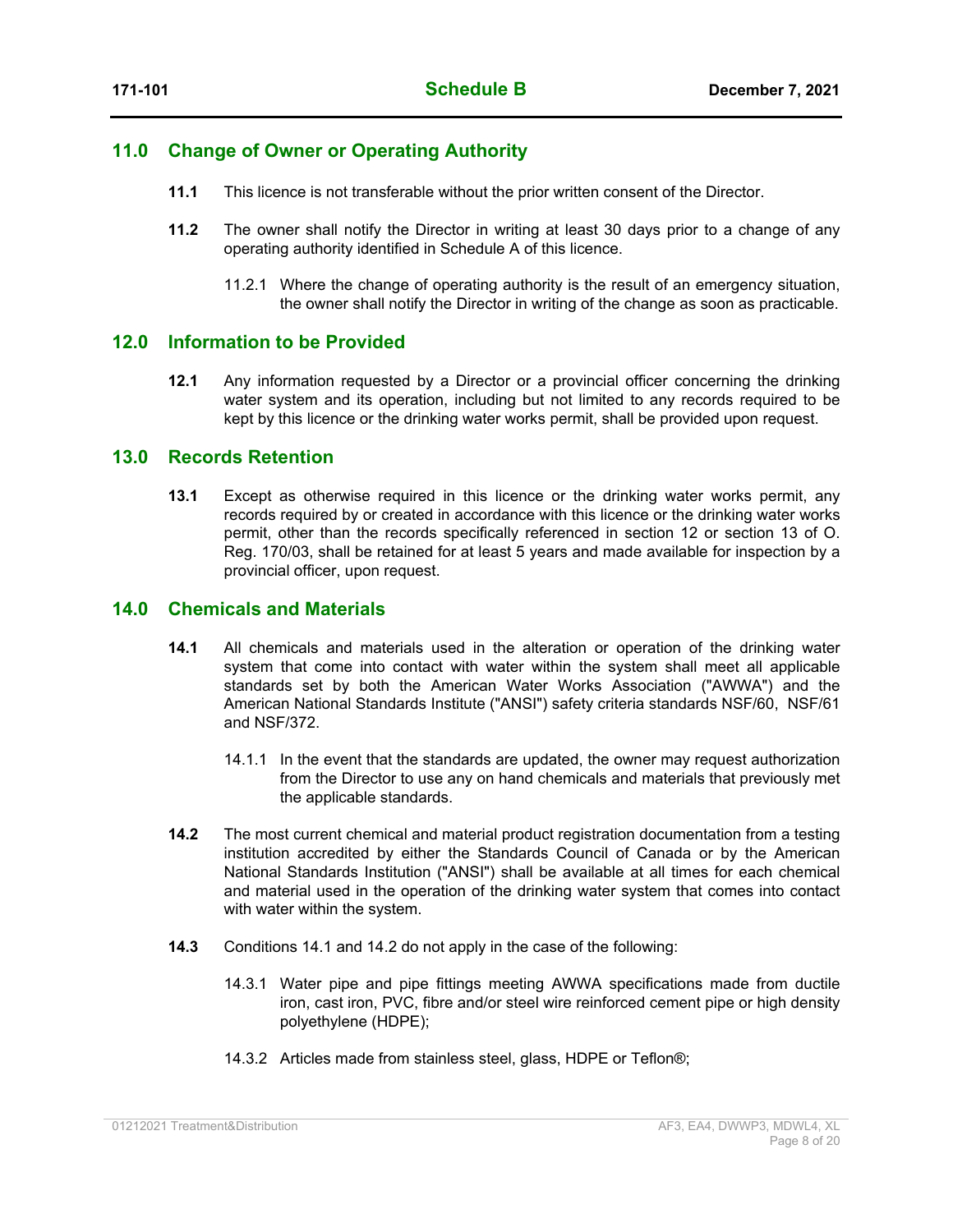## 11.0 Change of Owner or Operating Authority

**11.1** This licence is not transferable without the prior written consent of the Director.

**11.2** The owner shall notify the Director in writing at least 30 days prior to a change of any operating authority identified in Schedule A of this licence.

11.2.1 Where the change of operating authority is the result of an emergency situation, the owner shall notify the Director in writing of the change as soon as practicable.

## 12.0 Information to be Provided

**12.1** Any information requested by a Director or a provincial officer concerning the drinking water system and its operation, including but not limited to any records required to be kept by this licence or the drinking water works permit, shall be provided upon request.

## 13.0 Records Retention

**13.1** Except as otherwise required in this licence or the drinking water works permit, any records required by or created in accordance with this licence or the drinking water works permit, other than the records specifically referenced in section 12 or section 13 of O. Reg. 170/03, shall be retained for at least 5 years and made available for inspection by a provincial officer, upon request.

## 14.0 Chemicals and Materials

**14.1** All chemicals and materials used in the alteration or operation of the drinking water system that come into contact with water within the system shall meet all applicable standards set by both the American Water Works Association ("AWWA") and the American National Standards Institute ("ANSI") safety criteria standards NSF/60, NSF/61 and NSF/372.

14.1.1 In the event that the standards are updated, the owner may request authorization from the Director to use any on hand chemicals and materials that previously met the applicable standards.

**14.2** The most current chemical and material product registration documentation from a testing institution accredited by either the Standards Council of Canada or by the American National Standards Institution ("ANSI") shall be available at all times for each chemical and material used in the operation of the drinking water system that comes into contact with water within the system.

**14.3** Conditions 14.1 and 14.2 do not apply in the case of the following:

14.3.1 Water pipe and pipe fittings meeting AWWA specifications made from ductile iron, cast iron, PVC, fibre and/or steel wire reinforced cement pipe or high density polyethylene (HDPE);

14.3.2 Articles made from stainless steel, glass, HDPE or Teflon®;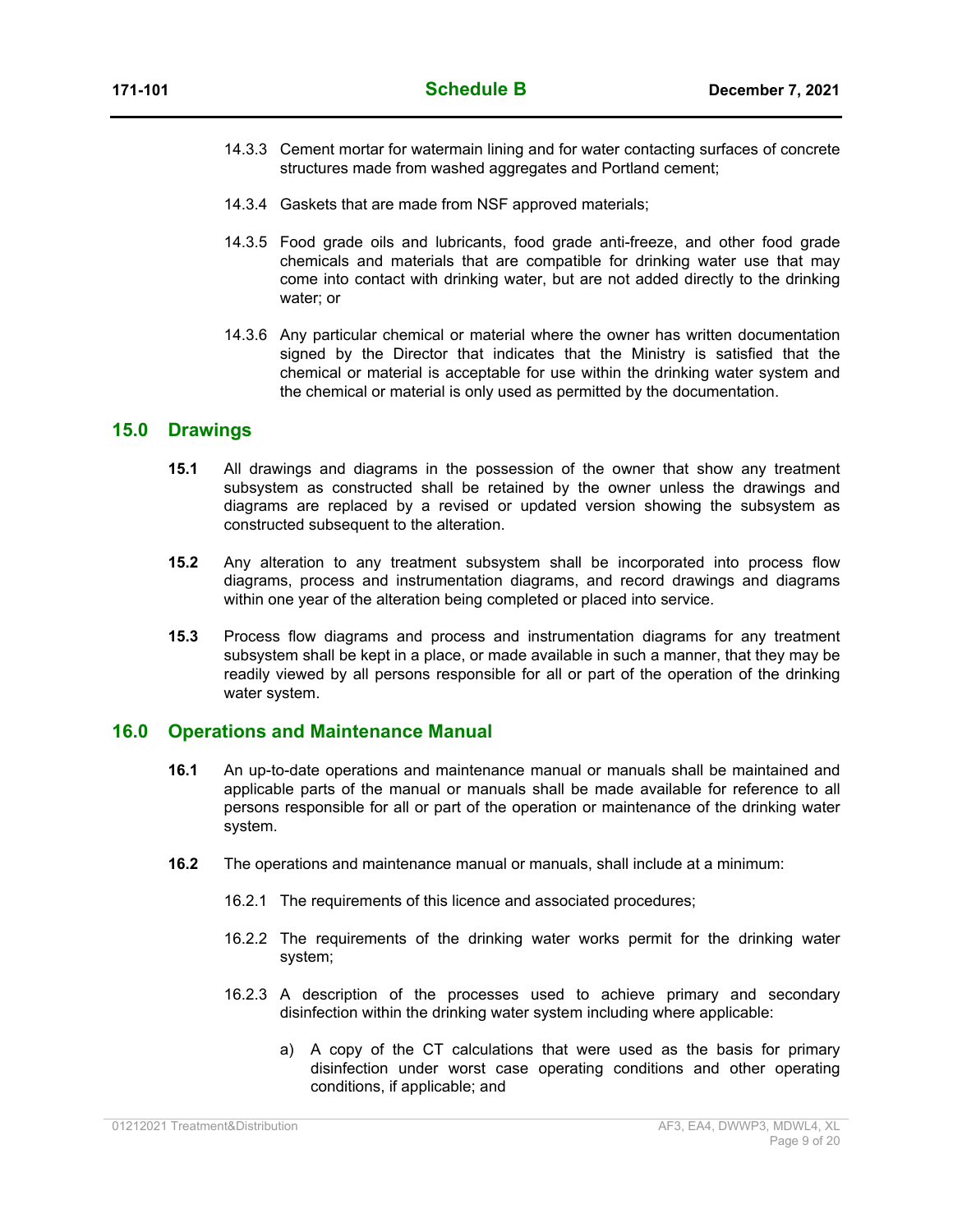14.3.3 Cement mortar for watermain lining and for water contacting surfaces of concrete structures made from washed aggregates and Portland cement;

14.3.4 Gaskets that are made from NSF approved materials;

14.3.5 Food grade oils and lubricants, food grade anti-freeze, and other food grade chemicals and materials that are compatible for drinking water use that may come into contact with drinking water, but are not added directly to the drinking water; or

14.3.6 Any particular chemical or material where the owner has written documentation signed by the Director that indicates that the Ministry is satisfied that the chemical or material is acceptable for use within the drinking water system and the chemical or material is only used as permitted by the documentation.

## 15.0 Drawings

**15.1** All drawings and diagrams in the possession of the owner that show any treatment subsystem as constructed shall be retained by the owner unless the drawings and diagrams are replaced by a revised or updated version showing the subsystem as constructed subsequent to the alteration.

**15.2** Any alteration to any treatment subsystem shall be incorporated into process flow diagrams, process and instrumentation diagrams, and record drawings and diagrams within one year of the alteration being completed or placed into service.

**15.3** Process flow diagrams and process and instrumentation diagrams for any treatment subsystem shall be kept in a place, or made available in such a manner, that they may be readily viewed by all persons responsible for all or part of the operation of the drinking water system.

## 16.0 Operations and Maintenance Manual

**16.1** An up-to-date operations and maintenance manual or manuals shall be maintained and applicable parts of the manual or manuals shall be made available for reference to all persons responsible for all or part of the operation or maintenance of the drinking water system.

**16.2** The operations and maintenance manual or manuals, shall include at a minimum:

16.2.1 The requirements of this licence and associated procedures;

16.2.2 The requirements of the drinking water works permit for the drinking water system;

16.2.3 A description of the processes used to achieve primary and secondary disinfection within the drinking water system including where applicable:

a) A copy of the CT calculations that were used as the basis for primary disinfection under worst case operating conditions and other operating conditions, if applicable; and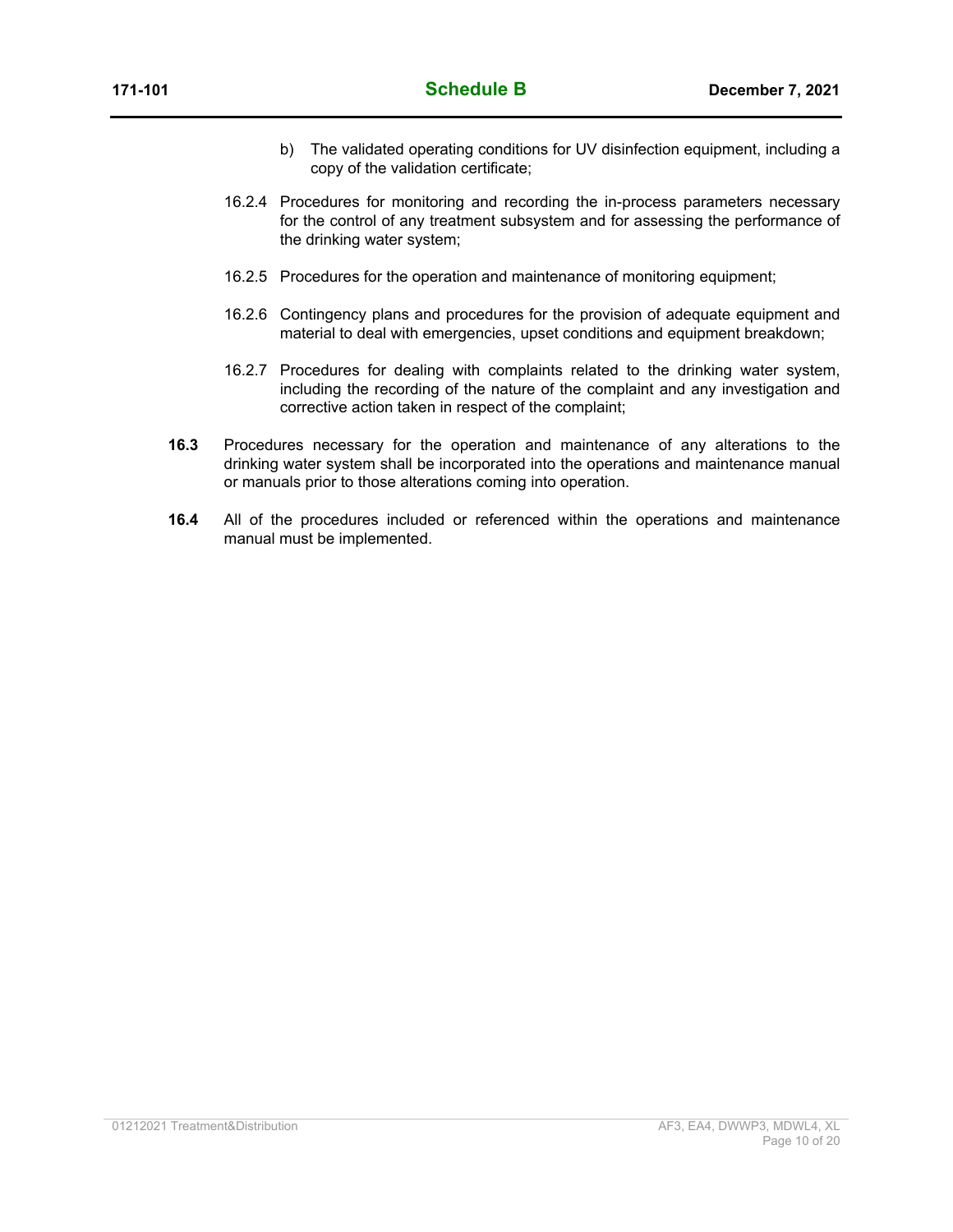b) The validated operating conditions for UV disinfection equipment, including a copy of the validation certificate;

16.2.4 Procedures for monitoring and recording the in-process parameters necessary for the control of any treatment subsystem and for assessing the performance of the drinking water system;

16.2.5 Procedures for the operation and maintenance of monitoring equipment;

16.2.6 Contingency plans and procedures for the provision of adequate equipment and material to deal with emergencies, upset conditions and equipment breakdown;

16.2.7 Procedures for dealing with complaints related to the drinking water system, including the recording of the nature of the complaint and any investigation and corrective action taken in respect of the complaint;

**16.3** Procedures necessary for the operation and maintenance of any alterations to the drinking water system shall be incorporated into the operations and maintenance manual or manuals prior to those alterations coming into operation.

**16.4** All of the procedures included or referenced within the operations and maintenance manual must be implemented.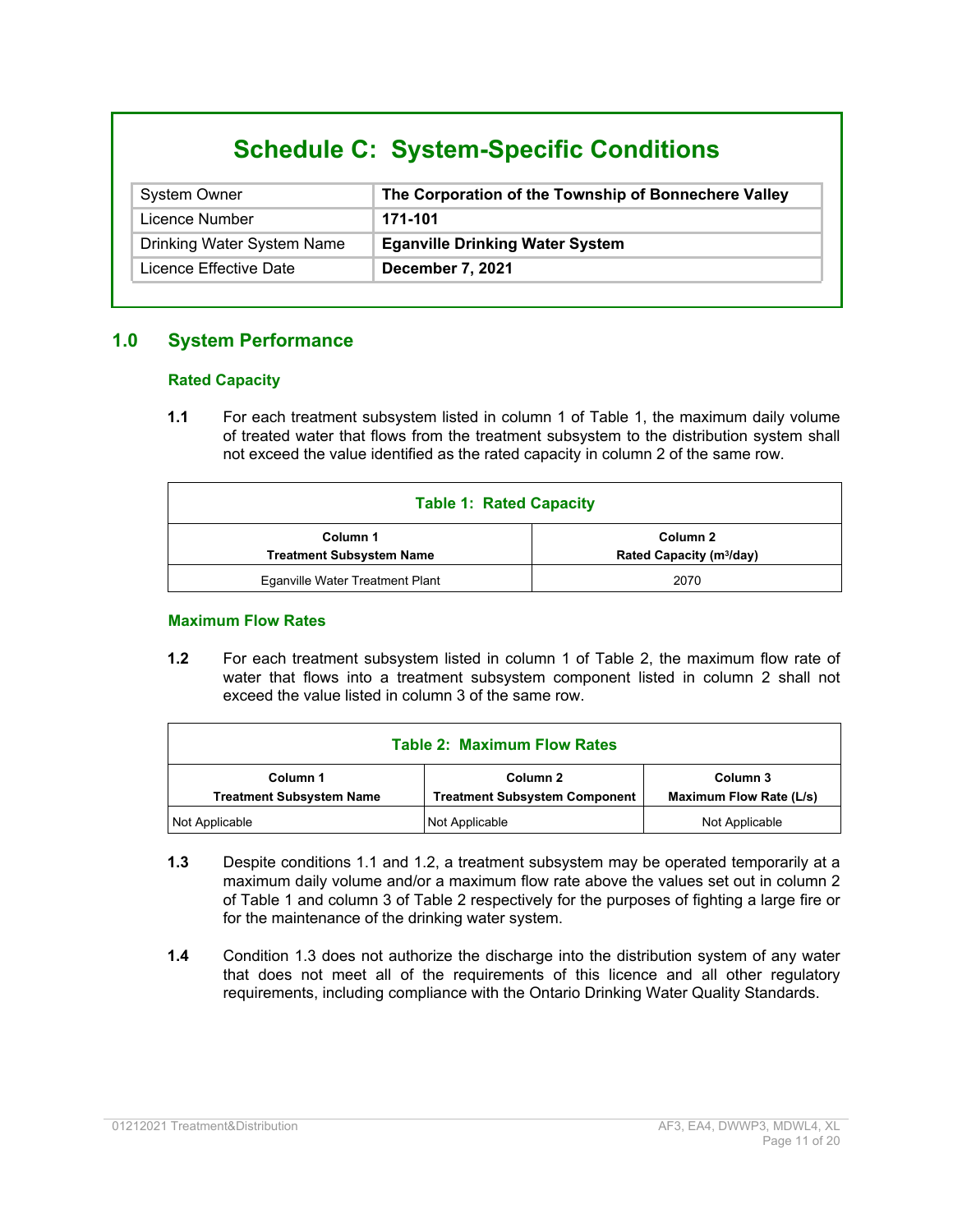# Schedule C: System-Specific Conditions

| System Owner | **The Corporation of the Township of Bonnechere Valley** |
|---|---|
| Licence Number | **171-101** |
| Drinking Water System Name | **Eganville Drinking Water System** |
| Licence Effective Date | **December 7, 2021** |

## 1.0 System Performance

### Rated Capacity

**1.1** For each treatment subsystem listed in column 1 of Table 1, the maximum daily volume of treated water that flows from the treatment subsystem to the distribution system shall not exceed the value identified as the rated capacity in column 2 of the same row.

**Table 1: Rated Capacity**

| Column 1<br>Treatment Subsystem Name | Column 2<br>Rated Capacity ($m^3$/day) |
|---|---|
| Eganville Water Treatment Plant | 2070 |

### Maximum Flow Rates

**1.2** For each treatment subsystem listed in column 1 of Table 2, the maximum flow rate of water that flows into a treatment subsystem component listed in column 2 shall not exceed the value listed in column 3 of the same row.

**Table 2: Maximum Flow Rates**

| Column 1<br>Treatment Subsystem Name | Column 2<br>Treatment Subsystem Component | Column 3<br>Maximum Flow Rate (L/s) |
|---|---|---|
| Not Applicable | Not Applicable | Not Applicable |

**1.3** Despite conditions 1.1 and 1.2, a treatment subsystem may be operated temporarily at a maximum daily volume and/or a maximum flow rate above the values set out in column 2 of Table 1 and column 3 of Table 2 respectively for the purposes of fighting a large fire or for the maintenance of the drinking water system.

**1.4** Condition 1.3 does not authorize the discharge into the distribution system of any water that does not meet all of the requirements of this licence and all other regulatory requirements, including compliance with the Ontario Drinking Water Quality Standards.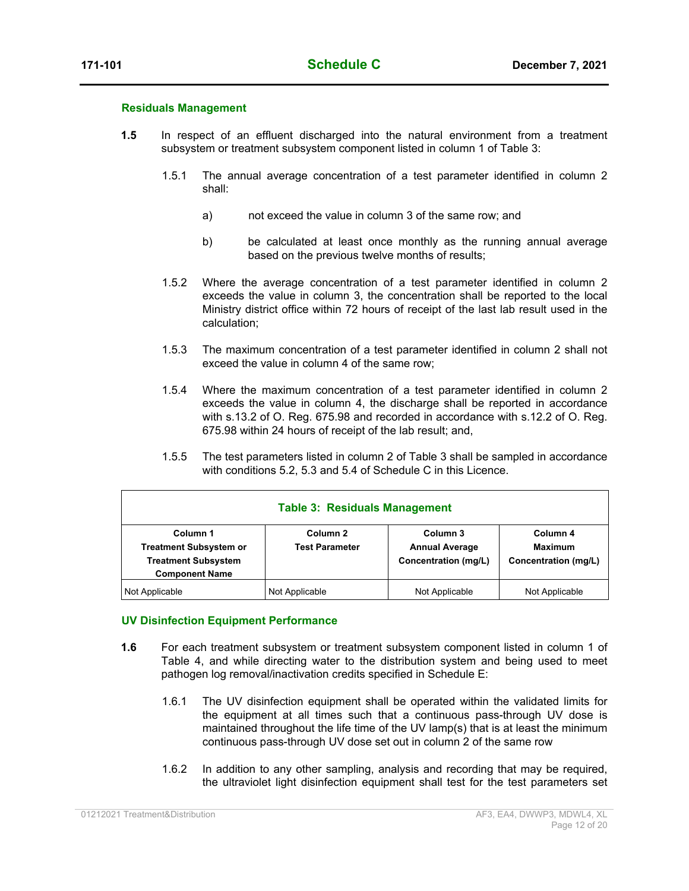### Residuals Management

**1.5** In respect of an effluent discharged into the natural environment from a treatment subsystem or treatment subsystem component listed in column 1 of Table 3:

1.5.1 The annual average concentration of a test parameter identified in column 2 shall:

a) not exceed the value in column 3 of the same row; and

b) be calculated at least once monthly as the running annual average based on the previous twelve months of results;

1.5.2 Where the average concentration of a test parameter identified in column 2 exceeds the value in column 3, the concentration shall be reported to the local Ministry district office within 72 hours of receipt of the last lab result used in the calculation;

1.5.3 The maximum concentration of a test parameter identified in column 2 shall not exceed the value in column 4 of the same row;

1.5.4 Where the maximum concentration of a test parameter identified in column 2 exceeds the value in column 4, the discharge shall be reported in accordance with s.13.2 of O. Reg. 675.98 and recorded in accordance with s.12.2 of O. Reg. 675.98 within 24 hours of receipt of the lab result; and,

1.5.5 The test parameters listed in column 2 of Table 3 shall be sampled in accordance with conditions 5.2, 5.3 and 5.4 of Schedule C in this Licence.

**Table 3: Residuals Management**

| Column 1<br>Treatment Subsystem or Treatment Subsystem Component Name | Column 2<br>Test Parameter | Column 3<br>Annual Average Concentration (mg/L) | Column 4<br>Maximum Concentration (mg/L) |
|---|---|---|---|
| Not Applicable | Not Applicable | Not Applicable | Not Applicable |

### UV Disinfection Equipment Performance

**1.6** For each treatment subsystem or treatment subsystem component listed in column 1 of Table 4, and while directing water to the distribution system and being used to meet pathogen log removal/inactivation credits specified in Schedule E:

1.6.1 The UV disinfection equipment shall be operated within the validated limits for the equipment at all times such that a continuous pass-through UV dose is maintained throughout the life time of the UV lamp(s) that is at least the minimum continuous pass-through UV dose set out in column 2 of the same row

1.6.2 In addition to any other sampling, analysis and recording that may be required, the ultraviolet light disinfection equipment shall test for the test parameters set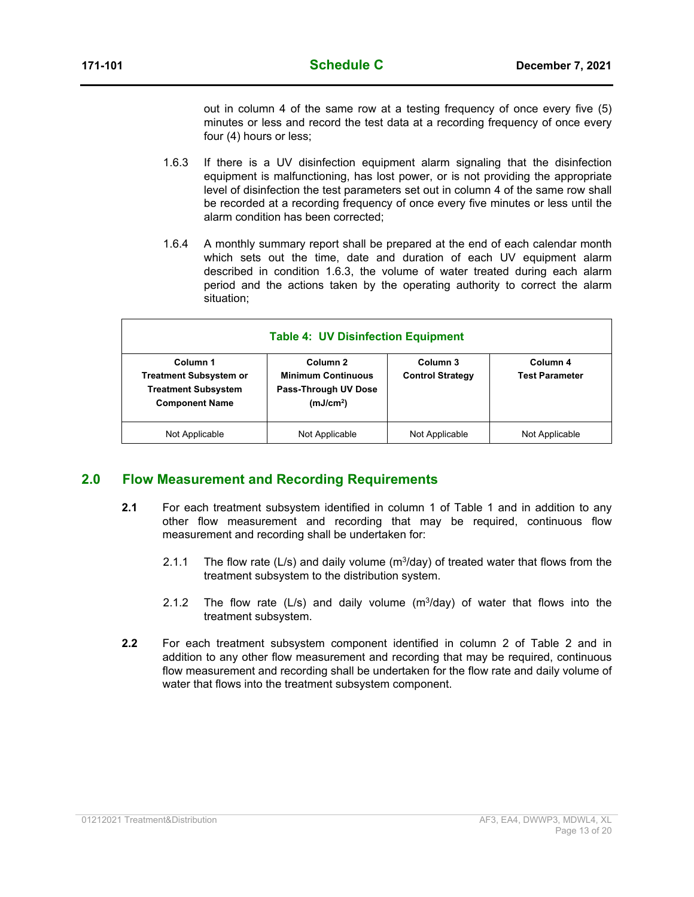out in column 4 of the same row at a testing frequency of once every five (5) minutes or less and record the test data at a recording frequency of once every four (4) hours or less;

1.6.3 If there is a UV disinfection equipment alarm signaling that the disinfection equipment is malfunctioning, has lost power, or is not providing the appropriate level of disinfection the test parameters set out in column 4 of the same row shall be recorded at a recording frequency of once every five minutes or less until the alarm condition has been corrected;

1.6.4 A monthly summary report shall be prepared at the end of each calendar month which sets out the time, date and duration of each UV equipment alarm described in condition 1.6.3, the volume of water treated during each alarm period and the actions taken by the operating authority to correct the alarm situation;

**Table 4: UV Disinfection Equipment**

| Column 1 Treatment Subsystem or Treatment Subsystem Component Name | Column 2 Minimum Continuous Pass-Through UV Dose (mJ/cm²) | Column 3 Control Strategy | Column 4 Test Parameter |
|---|---|---|---|
| Not Applicable | Not Applicable | Not Applicable | Not Applicable |

## 2.0 Flow Measurement and Recording Requirements

**2.1** For each treatment subsystem identified in column 1 of Table 1 and in addition to any other flow measurement and recording that may be required, continuous flow measurement and recording shall be undertaken for:

2.1.1 The flow rate (L/s) and daily volume ($m^3$/day) of treated water that flows from the treatment subsystem to the distribution system.

2.1.2 The flow rate (L/s) and daily volume ($m^3$/day) of water that flows into the treatment subsystem.

**2.2** For each treatment subsystem component identified in column 2 of Table 2 and in addition to any other flow measurement and recording that may be required, continuous flow measurement and recording shall be undertaken for the flow rate and daily volume of water that flows into the treatment subsystem component.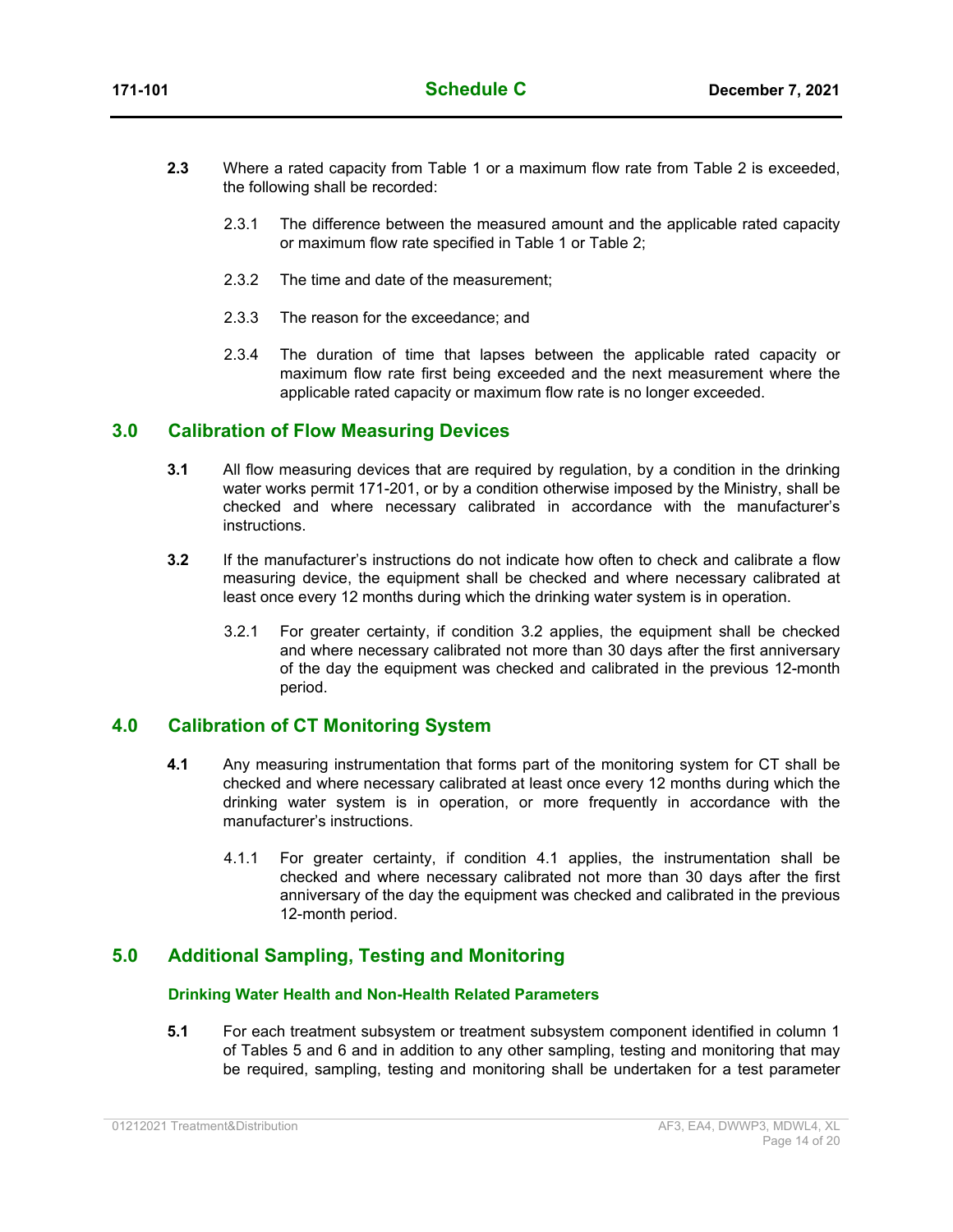**2.3** Where a rated capacity from Table 1 or a maximum flow rate from Table 2 is exceeded, the following shall be recorded:

2.3.1 The difference between the measured amount and the applicable rated capacity or maximum flow rate specified in Table 1 or Table 2;

2.3.2 The time and date of the measurement;

2.3.3 The reason for the exceedance; and

2.3.4 The duration of time that lapses between the applicable rated capacity or maximum flow rate first being exceeded and the next measurement where the applicable rated capacity or maximum flow rate is no longer exceeded.

## 3.0 Calibration of Flow Measuring Devices

**3.1** All flow measuring devices that are required by regulation, by a condition in the drinking water works permit 171-201, or by a condition otherwise imposed by the Ministry, shall be checked and where necessary calibrated in accordance with the manufacturer's instructions.

**3.2** If the manufacturer's instructions do not indicate how often to check and calibrate a flow measuring device, the equipment shall be checked and where necessary calibrated at least once every 12 months during which the drinking water system is in operation.

3.2.1 For greater certainty, if condition 3.2 applies, the equipment shall be checked and where necessary calibrated not more than 30 days after the first anniversary of the day the equipment was checked and calibrated in the previous 12-month period.

## 4.0 Calibration of CT Monitoring System

**4.1** Any measuring instrumentation that forms part of the monitoring system for CT shall be checked and where necessary calibrated at least once every 12 months during which the drinking water system is in operation, or more frequently in accordance with the manufacturer's instructions.

4.1.1 For greater certainty, if condition 4.1 applies, the instrumentation shall be checked and where necessary calibrated not more than 30 days after the first anniversary of the day the equipment was checked and calibrated in the previous 12-month period.

## 5.0 Additional Sampling, Testing and Monitoring

### Drinking Water Health and Non-Health Related Parameters

**5.1** For each treatment subsystem or treatment subsystem component identified in column 1 of Tables 5 and 6 and in addition to any other sampling, testing and monitoring that may be required, sampling, testing and monitoring shall be undertaken for a test parameter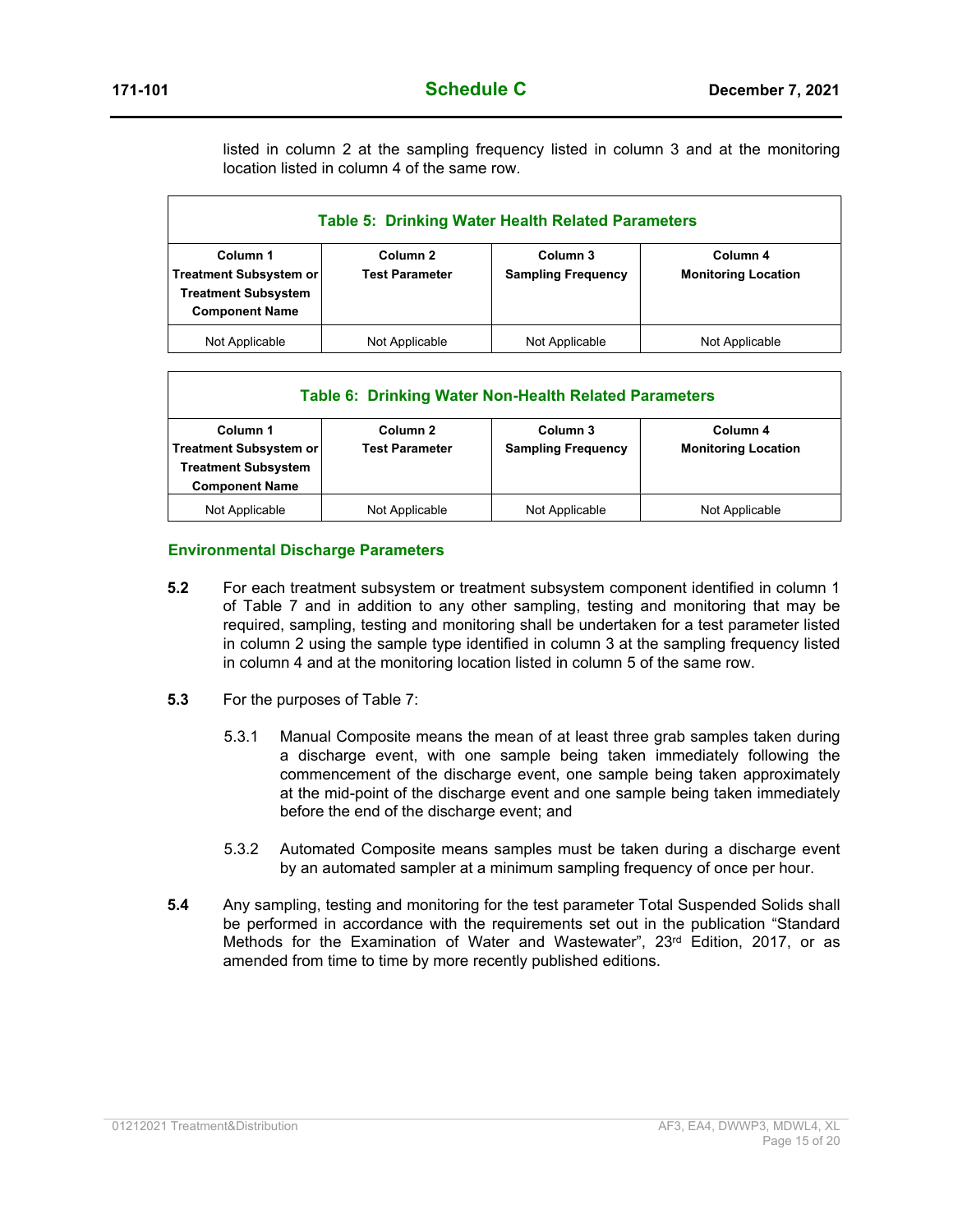listed in column 2 at the sampling frequency listed in column 3 and at the monitoring location listed in column 4 of the same row.

**Table 5: Drinking Water Health Related Parameters**

| Column 1<br>Treatment Subsystem or Treatment Subsystem Component Name | Column 2<br>Test Parameter | Column 3<br>Sampling Frequency | Column 4<br>Monitoring Location |
|---|---|---|---|
| Not Applicable | Not Applicable | Not Applicable | Not Applicable |

**Table 6: Drinking Water Non-Health Related Parameters**

| Column 1<br>Treatment Subsystem or Treatment Subsystem Component Name | Column 2<br>Test Parameter | Column 3<br>Sampling Frequency | Column 4<br>Monitoring Location |
|---|---|---|---|
| Not Applicable | Not Applicable | Not Applicable | Not Applicable |

### Environmental Discharge Parameters

**5.2** For each treatment subsystem or treatment subsystem component identified in column 1 of Table 7 and in addition to any other sampling, testing and monitoring that may be required, sampling, testing and monitoring shall be undertaken for a test parameter listed in column 2 using the sample type identified in column 3 at the sampling frequency listed in column 4 and at the monitoring location listed in column 5 of the same row.

**5.3** For the purposes of Table 7:

5.3.1 Manual Composite means the mean of at least three grab samples taken during a discharge event, with one sample being taken immediately following the commencement of the discharge event, one sample being taken approximately at the mid-point of the discharge event and one sample being taken immediately before the end of the discharge event; and

5.3.2 Automated Composite means samples must be taken during a discharge event by an automated sampler at a minimum sampling frequency of once per hour.

**5.4** Any sampling, testing and monitoring for the test parameter Total Suspended Solids shall be performed in accordance with the requirements set out in the publication "Standard Methods for the Examination of Water and Wastewater", 23rd Edition, 2017, or as amended from time to time by more recently published editions.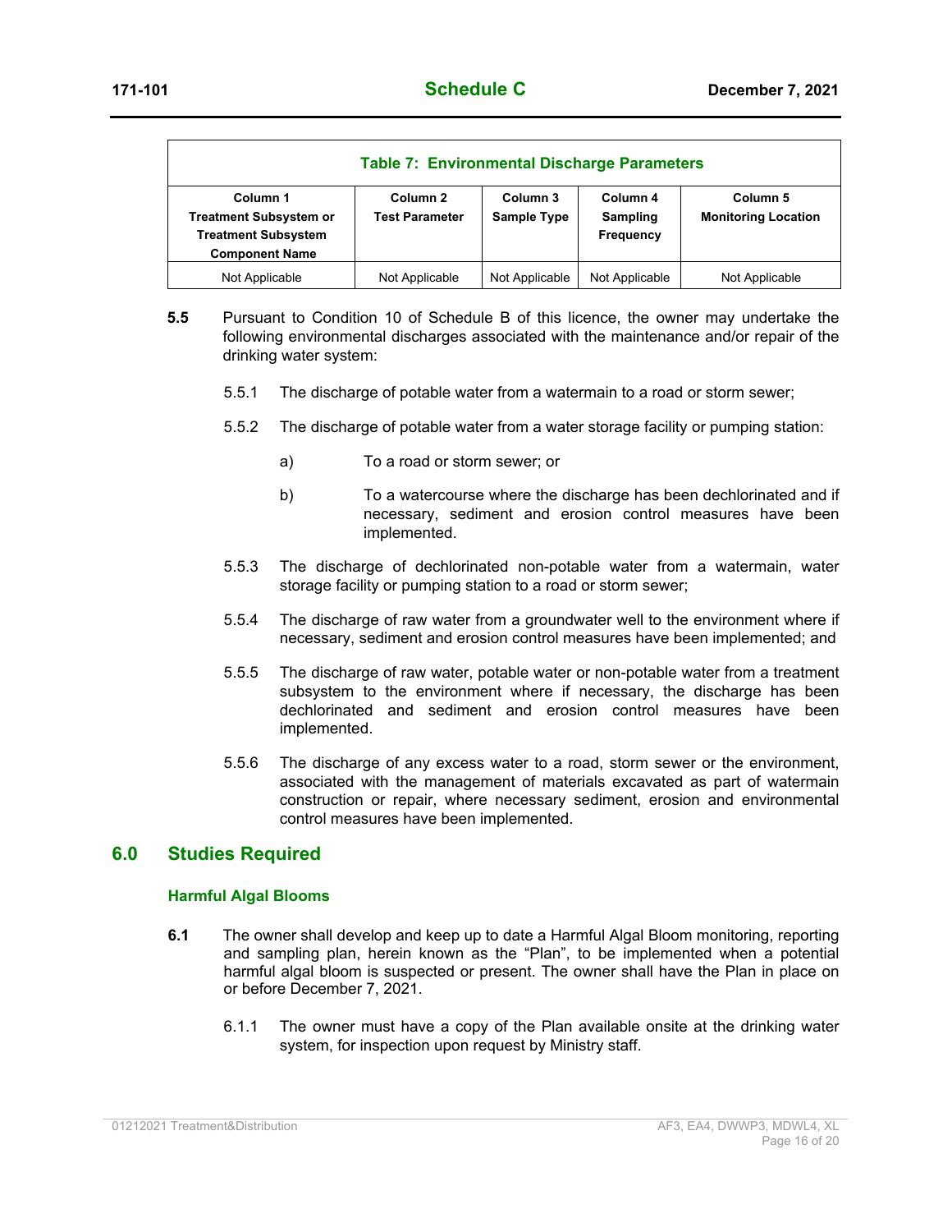**Table 7: Environmental Discharge Parameters**

| Column 1 Treatment Subsystem or Treatment Subsystem Component Name | Column 2 Test Parameter | Column 3 Sample Type | Column 4 Sampling Frequency | Column 5 Monitoring Location |
|---|---|---|---|---|
| Not Applicable | Not Applicable | Not Applicable | Not Applicable | Not Applicable |

**5.5** Pursuant to Condition 10 of Schedule B of this licence, the owner may undertake the following environmental discharges associated with the maintenance and/or repair of the drinking water system:

5.5.1 The discharge of potable water from a watermain to a road or storm sewer;

5.5.2 The discharge of potable water from a water storage facility or pumping station:

a) To a road or storm sewer; or

b) To a watercourse where the discharge has been dechlorinated and if necessary, sediment and erosion control measures have been implemented.

5.5.3 The discharge of dechlorinated non-potable water from a watermain, water storage facility or pumping station to a road or storm sewer;

5.5.4 The discharge of raw water from a groundwater well to the environment where if necessary, sediment and erosion control measures have been implemented; and

5.5.5 The discharge of raw water, potable water or non-potable water from a treatment subsystem to the environment where if necessary, the discharge has been dechlorinated and sediment and erosion control measures have been implemented.

5.5.6 The discharge of any excess water to a road, storm sewer or the environment, associated with the management of materials excavated as part of watermain construction or repair, where necessary sediment, erosion and environmental control measures have been implemented.

## 6.0 Studies Required

### Harmful Algal Blooms

**6.1** The owner shall develop and keep up to date a Harmful Algal Bloom monitoring, reporting and sampling plan, herein known as the "Plan", to be implemented when a potential harmful algal bloom is suspected or present. The owner shall have the Plan in place on or before December 7, 2021.

6.1.1 The owner must have a copy of the Plan available onsite at the drinking water system, for inspection upon request by Ministry staff.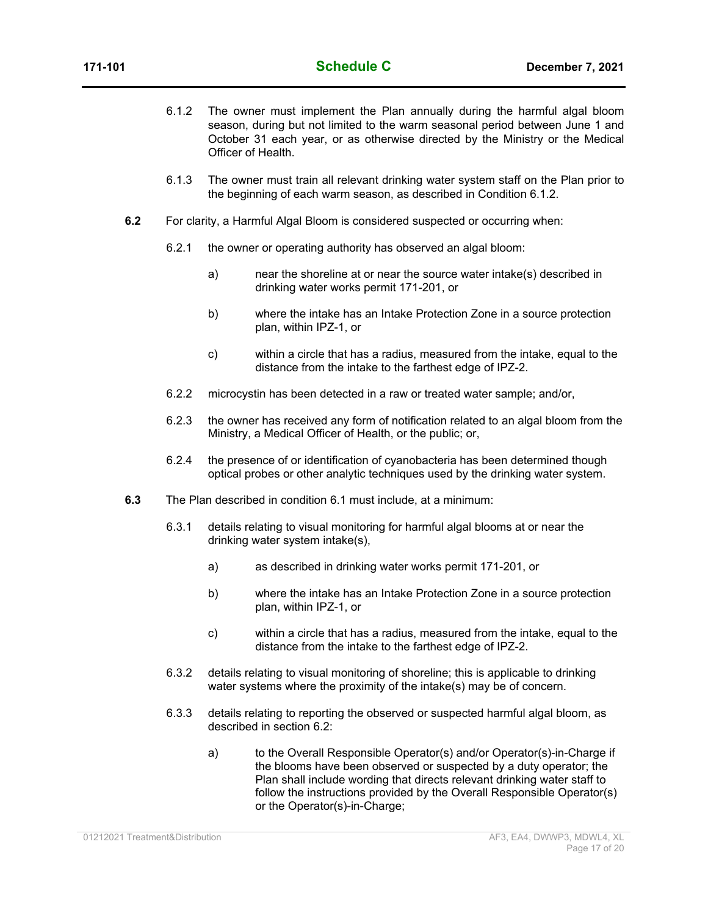6.1.2 The owner must implement the Plan annually during the harmful algal bloom season, during but not limited to the warm seasonal period between June 1 and October 31 each year, or as otherwise directed by the Ministry or the Medical Officer of Health.

6.1.3 The owner must train all relevant drinking water system staff on the Plan prior to the beginning of each warm season, as described in Condition 6.1.2.

**6.2** For clarity, a Harmful Algal Bloom is considered suspected or occurring when:

6.2.1 the owner or operating authority has observed an algal bloom:

a) near the shoreline at or near the source water intake(s) described in drinking water works permit 171-201, or

b) where the intake has an Intake Protection Zone in a source protection plan, within IPZ-1, or

c) within a circle that has a radius, measured from the intake, equal to the distance from the intake to the farthest edge of IPZ-2.

6.2.2 microcystin has been detected in a raw or treated water sample; and/or,

6.2.3 the owner has received any form of notification related to an algal bloom from the Ministry, a Medical Officer of Health, or the public; or,

6.2.4 the presence of or identification of cyanobacteria has been determined though optical probes or other analytic techniques used by the drinking water system.

**6.3** The Plan described in condition 6.1 must include, at a minimum:

6.3.1 details relating to visual monitoring for harmful algal blooms at or near the drinking water system intake(s),

a) as described in drinking water works permit 171-201, or

b) where the intake has an Intake Protection Zone in a source protection plan, within IPZ-1, or

c) within a circle that has a radius, measured from the intake, equal to the distance from the intake to the farthest edge of IPZ-2.

6.3.2 details relating to visual monitoring of shoreline; this is applicable to drinking water systems where the proximity of the intake(s) may be of concern.

6.3.3 details relating to reporting the observed or suspected harmful algal bloom, as described in section 6.2:

a) to the Overall Responsible Operator(s) and/or Operator(s)-in-Charge if the blooms have been observed or suspected by a duty operator; the Plan shall include wording that directs relevant drinking water staff to follow the instructions provided by the Overall Responsible Operator(s) or the Operator(s)-in-Charge;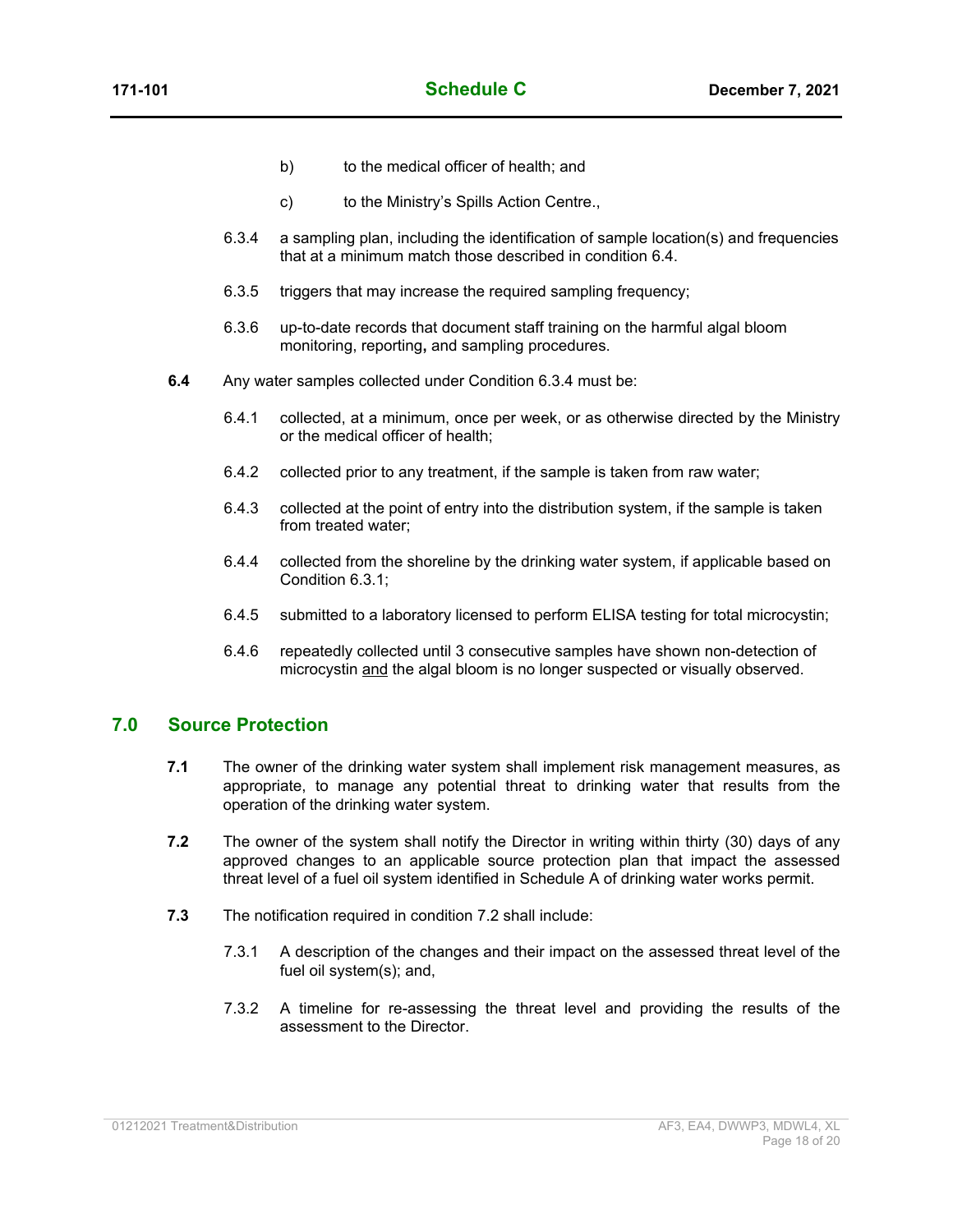b) to the medical officer of health; and

c) to the Ministry's Spills Action Centre.,

6.3.4 a sampling plan, including the identification of sample location(s) and frequencies that at a minimum match those described in condition 6.4.

6.3.5 triggers that may increase the required sampling frequency;

6.3.6 up-to-date records that document staff training on the harmful algal bloom monitoring, reporting**,** and sampling procedures.

**6.4** Any water samples collected under Condition 6.3.4 must be:

6.4.1 collected, at a minimum, once per week, or as otherwise directed by the Ministry or the medical officer of health;

6.4.2 collected prior to any treatment, if the sample is taken from raw water;

6.4.3 collected at the point of entry into the distribution system, if the sample is taken from treated water;

6.4.4 collected from the shoreline by the drinking water system, if applicable based on Condition 6.3.1;

6.4.5 submitted to a laboratory licensed to perform ELISA testing for total microcystin;

6.4.6 repeatedly collected until 3 consecutive samples have shown non-detection of microcystin <u>and</u> the algal bloom is no longer suspected or visually observed.

## 7.0 Source Protection

**7.1** The owner of the drinking water system shall implement risk management measures, as appropriate, to manage any potential threat to drinking water that results from the operation of the drinking water system.

**7.2** The owner of the system shall notify the Director in writing within thirty (30) days of any approved changes to an applicable source protection plan that impact the assessed threat level of a fuel oil system identified in Schedule A of drinking water works permit.

**7.3** The notification required in condition 7.2 shall include:

7.3.1 A description of the changes and their impact on the assessed threat level of the fuel oil system(s); and,

7.3.2 A timeline for re-assessing the threat level and providing the results of the assessment to the Director.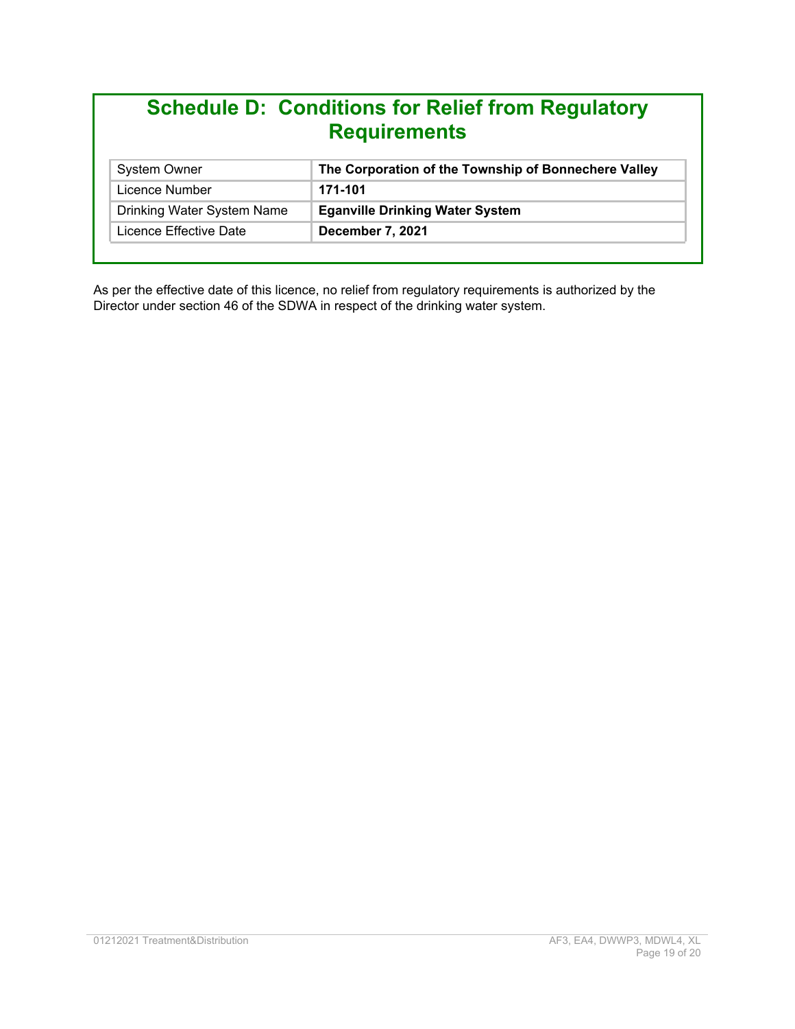# Schedule D: Conditions for Relief from Regulatory Requirements

| | |
|---|---|
| System Owner | **The Corporation of the Township of Bonnechere Valley** |
| Licence Number | **171-101** |
| Drinking Water System Name | **Eganville Drinking Water System** |
| Licence Effective Date | **December 7, 2021** |

As per the effective date of this licence, no relief from regulatory requirements is authorized by the Director under section 46 of the SDWA in respect of the drinking water system.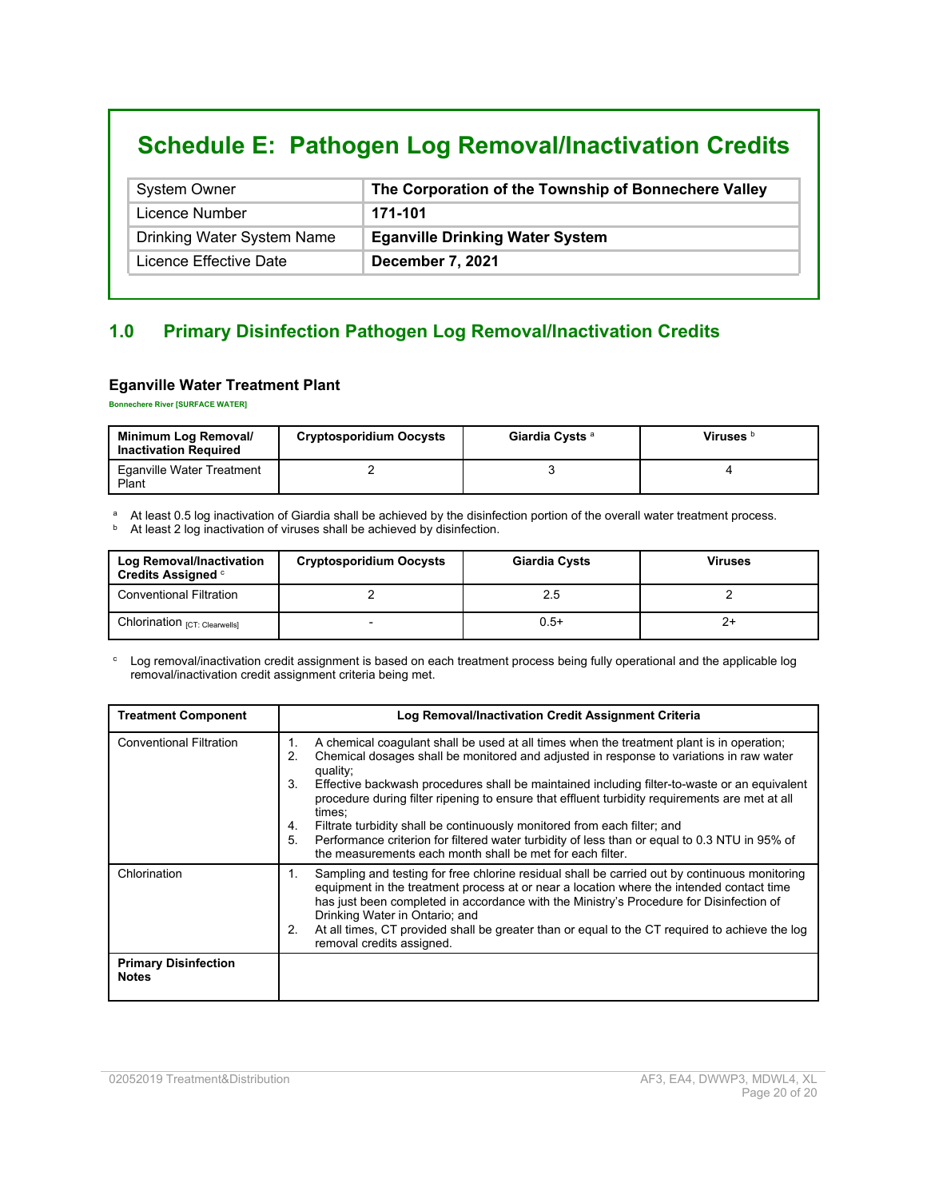# Schedule E: Pathogen Log Removal/Inactivation Credits

| | |
|---|---|
| System Owner | **The Corporation of the Township of Bonnechere Valley** |
| Licence Number | **171-101** |
| Drinking Water System Name | **Eganville Drinking Water System** |
| Licence Effective Date | **December 7, 2021** |

## 1.0 Primary Disinfection Pathogen Log Removal/Inactivation Credits

### Eganville Water Treatment Plant

**Bonnechere River [SURFACE WATER]**

| Minimum Log Removal/ Inactivation Required | Cryptosporidium Oocysts | Giardia Cysts [a] | Viruses [b] |
|---|---|---|---|
| Eganville Water Treatment Plant | 2 | 3 | 4 |

[a] At least 0.5 log inactivation of Giardia shall be achieved by the disinfection portion of the overall water treatment process.
[b] At least 2 log inactivation of viruses shall be achieved by disinfection.

| Log Removal/Inactivation Credits Assigned [c] | Cryptosporidium Oocysts | Giardia Cysts | Viruses |
|---|---|---|---|
| Conventional Filtration | 2 | 2.5 | 2 |
| Chlorination [CT: Clearwells] | - | 0.5+ | 2+ |

[c] Log removal/inactivation credit assignment is based on each treatment process being fully operational and the applicable log removal/inactivation credit assignment criteria being met.

| Treatment Component | Log Removal/Inactivation Credit Assignment Criteria |
|---|---|
| Conventional Filtration | 1. A chemical coagulant shall be used at all times when the treatment plant is in operation;<br>2. Chemical dosages shall be monitored and adjusted in response to variations in raw water quality;<br>3. Effective backwash procedures shall be maintained including filter-to-waste or an equivalent procedure during filter ripening to ensure that effluent turbidity requirements are met at all times;<br>4. Filtrate turbidity shall be continuously monitored from each filter; and<br>5. Performance criterion for filtered water turbidity of less than or equal to 0.3 NTU in 95% of the measurements each month shall be met for each filter. |
| Chlorination | 1. Sampling and testing for free chlorine residual shall be carried out by continuous monitoring equipment in the treatment process at or near a location where the intended contact time has just been completed in accordance with the Ministry's Procedure for Disinfection of Drinking Water in Ontario; and<br>2. At all times, CT provided shall be greater than or equal to the CT required to achieve the log removal credits assigned. |
| **Primary Disinfection Notes** | |